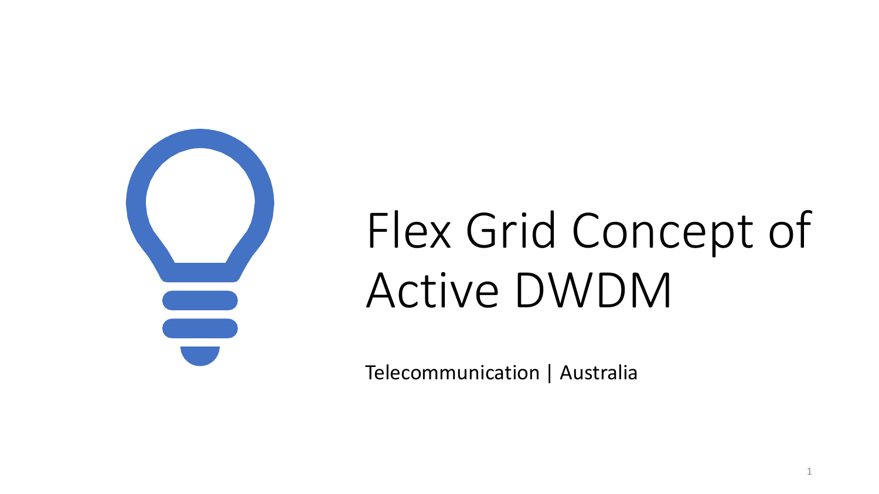# Flex Grid Concept of Active DWDM

Telecommunication | Australia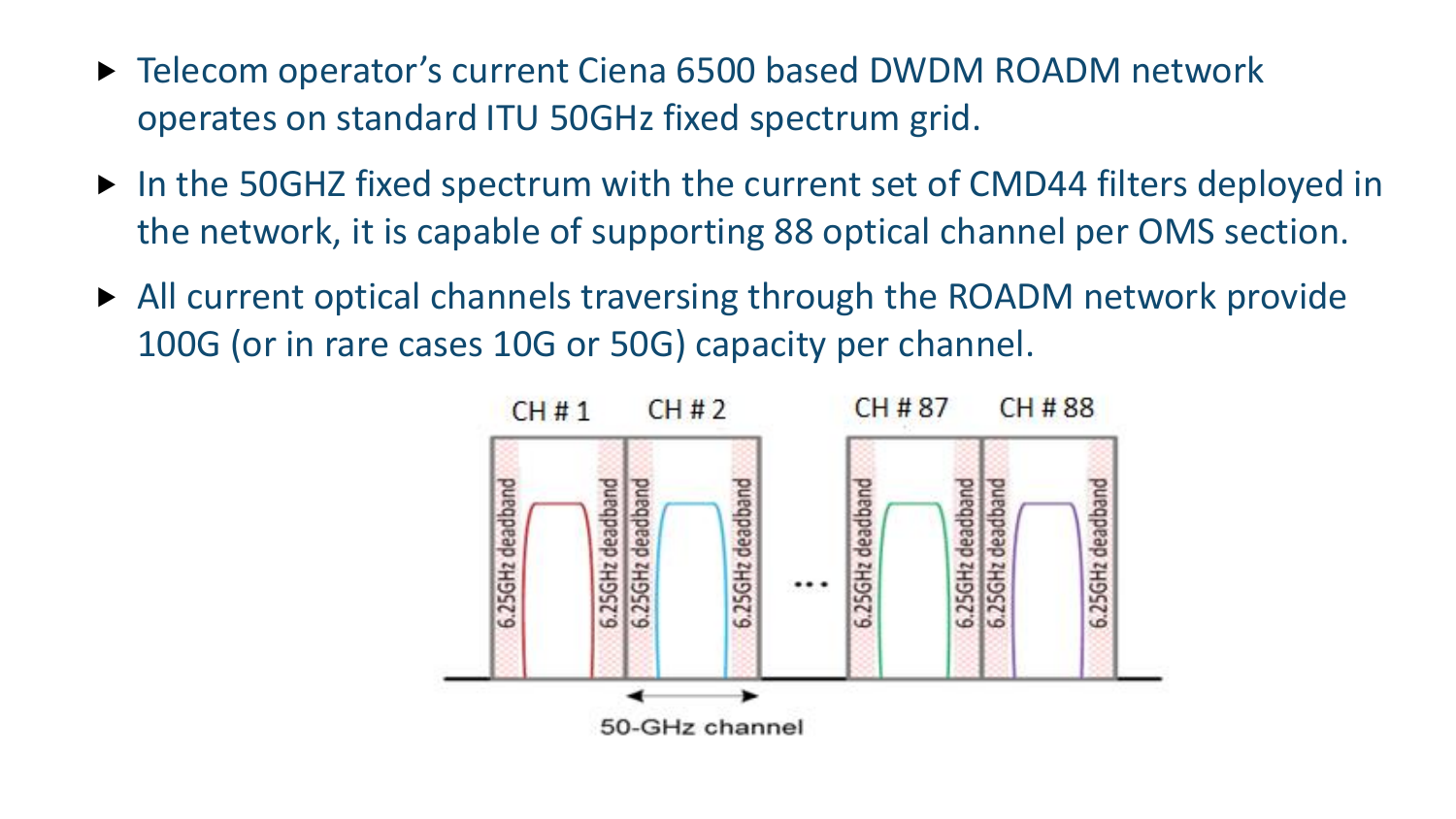- Telecom operator's current Ciena 6500 based DWDM ROADM network operates on standard ITU 50GHz fixed spectrum grid.
- In the 50GHZ fixed spectrum with the current set of CMD44 filters deployed in the network, it is capable of supporting 88 optical channel per OMS section.
- All current optical channels traversing through the ROADM network provide 100G (or in rare cases 10G or 50G) capacity per channel.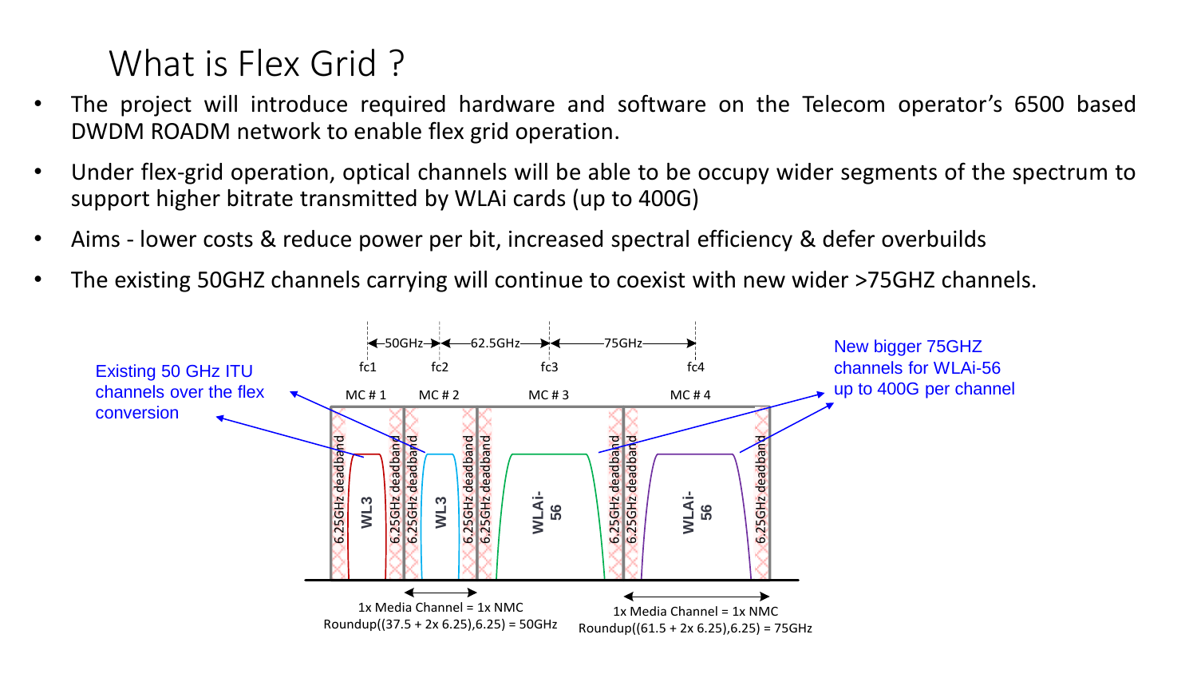# What is Flex Grid ?

- The project will introduce required hardware and software on the Telecom operator's 6500 based DWDM ROADM network to enable flex grid operation.
- Under flex-grid operation, optical channels will be able to be occupy wider segments of the spectrum to support higher bitrate transmitted by WLAi cards (up to 400G)
- Aims - lower costs & reduce power per bit, increased spectral efficiency & defer overbuilds
- The existing 50GHZ channels carrying will continue to coexist with new wider >75GHZ channels.

Existing 50 GHz ITU channels over the flex conversion

New bigger 75GHZ channels for WLAi-56 up to 400G per channel

50GHz | 62.5GHz | 75GHz

fc1 | fc2 | fc3 | fc4

MC # 1 | MC # 2 | MC # 3 | MC # 4

6.25GHz deadband | WL3 | 6.25GHz deadband | 6.25GHz deadband | WL3 | 6.25GHz deadband | 6.25GHz deadband | WLAi-56 | 6.25GHz deadband | 6.25GHz deadband | WLAi-56 | 6.25GHz deadband

1x Media Channel = 1x NMC
Roundup((37.5 + 2x 6.25),6.25) = 50GHz

1x Media Channel = 1x NMC
Roundup((61.5 + 2x 6.25),6.25) = 75GHz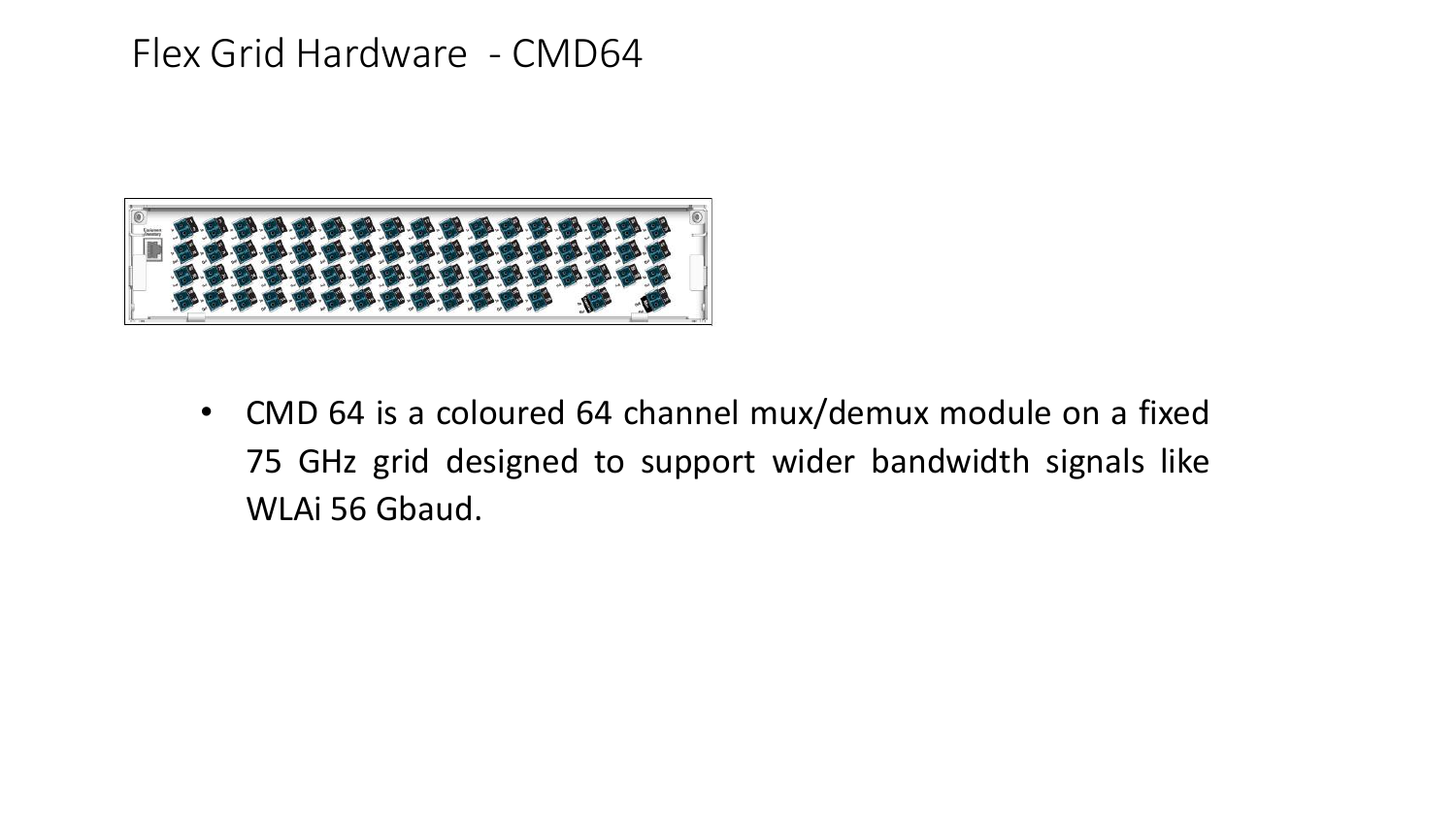# Flex Grid Hardware - CMD64

- CMD 64 is a coloured 64 channel mux/demux module on a fixed 75 GHz grid designed to support wider bandwidth signals like WLAi 56 Gbaud.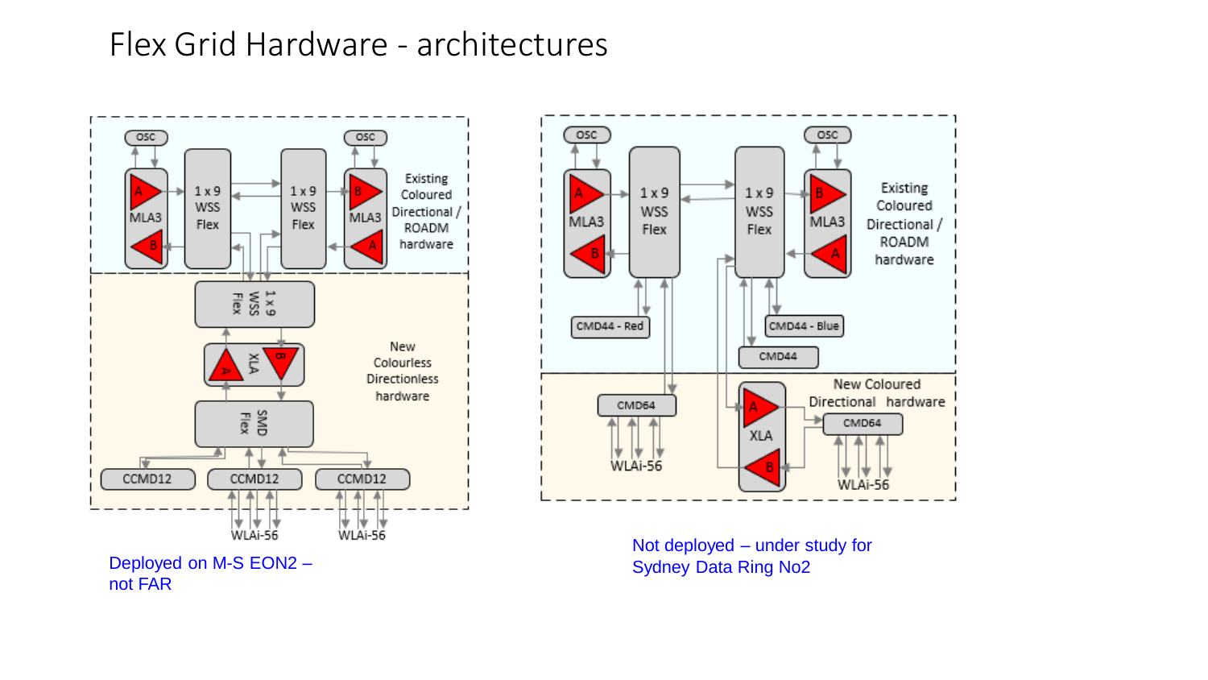# Flex Grid Hardware - architectures

OSC | OSC
MLA3 (A, B) | 1 x 9 WSS Flex | 1 x 9 WSS Flex | MLA3 (B, A)
Existing Coloured Directional / ROADM hardware

1 x 9 WSS Flex
XLA (A, B)
SMD Flex
CCMD12 | CCMD12 | CCMD12
WLAi-56 | WLAi-56
New Colourless Directionless hardware

Deployed on M-S EON2 – not FAR

OSC | OSC
MLA3 (A, B) | 1 x 9 WSS Flex | 1 x 9 WSS Flex | MLA3 (B, A)
CMD44 - Red | CMD44 - Blue | CMD44
Existing Coloured Directional / ROADM hardware

CMD64 | XLA (A, B) | CMD64
WLAi-56 | WLAi-56
New Coloured Directional hardware

Not deployed – under study for Sydney Data Ring No2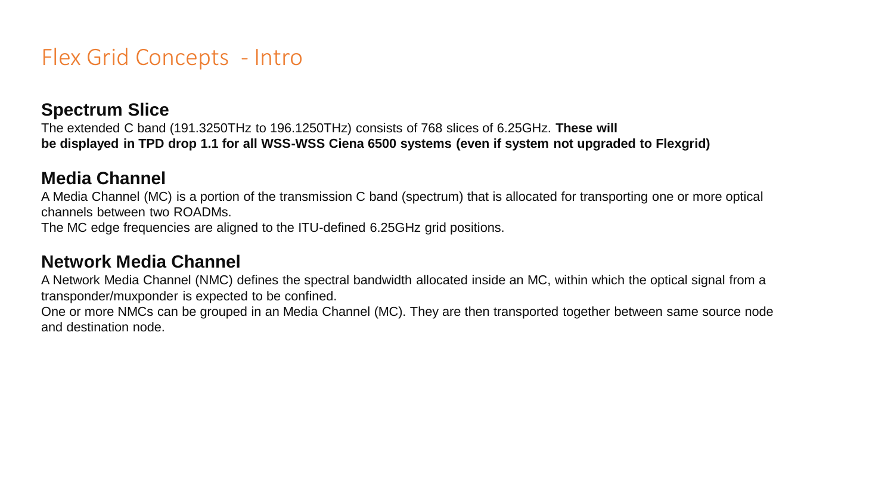# Flex Grid Concepts - Intro

## Spectrum Slice

The extended C band (191.3250THz to 196.1250THz) consists of 768 slices of 6.25GHz. **These will be displayed in TPD drop 1.1 for all WSS-WSS Ciena 6500 systems (even if system not upgraded to Flexgrid)**

## Media Channel

A Media Channel (MC) is a portion of the transmission C band (spectrum) that is allocated for transporting one or more optical channels between two ROADMs.

The MC edge frequencies are aligned to the ITU-defined 6.25GHz grid positions.

## Network Media Channel

A Network Media Channel (NMC) defines the spectral bandwidth allocated inside an MC, within which the optical signal from a transponder/muxponder is expected to be confined.

One or more NMCs can be grouped in an Media Channel (MC). They are then transported together between same source node and destination node.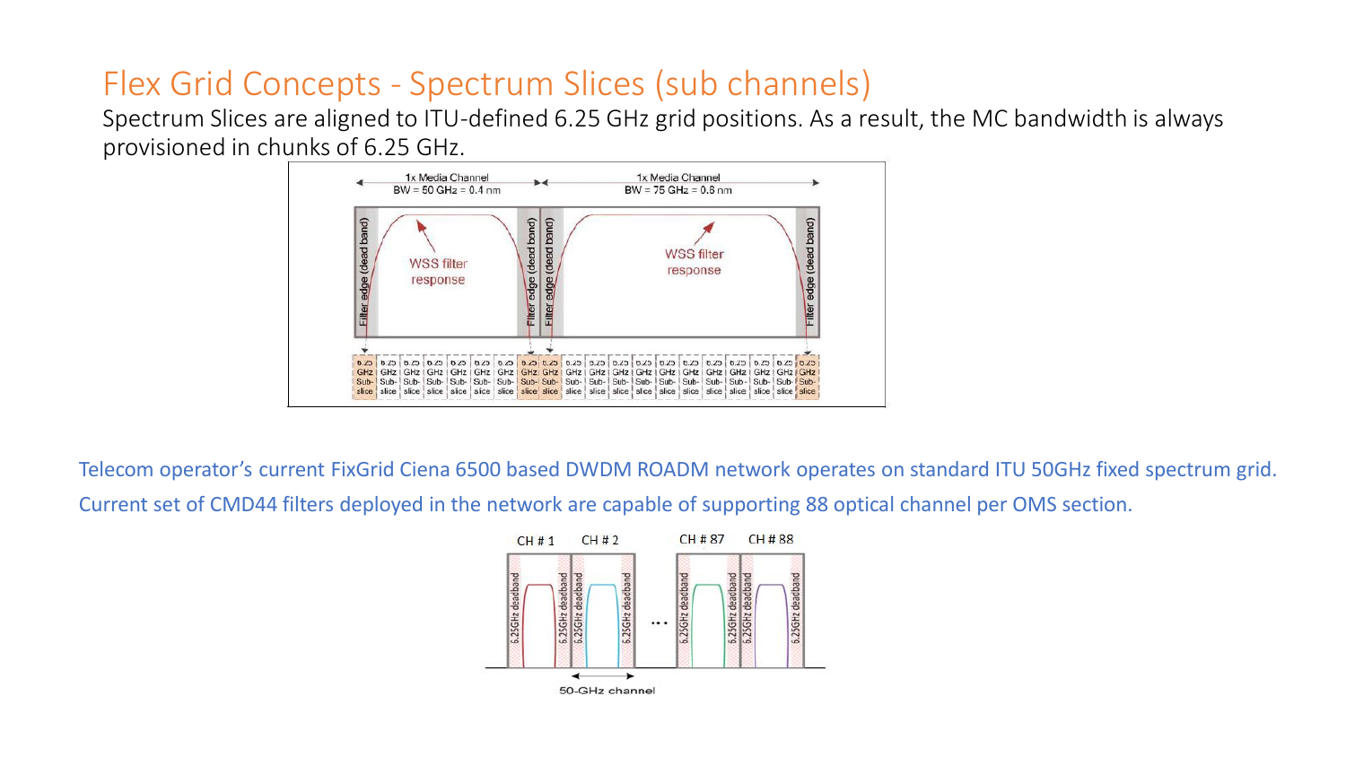# Flex Grid Concepts - Spectrum Slices (sub channels)

Spectrum Slices are aligned to ITU-defined 6.25 GHz grid positions. As a result, the MC bandwidth is always provisioned in chunks of 6.25 GHz.

Telecom operator's current FixGrid Ciena 6500 based DWDM ROADM network operates on standard ITU 50GHz fixed spectrum grid.

Current set of CMD44 filters deployed in the network are capable of supporting 88 optical channel per OMS section.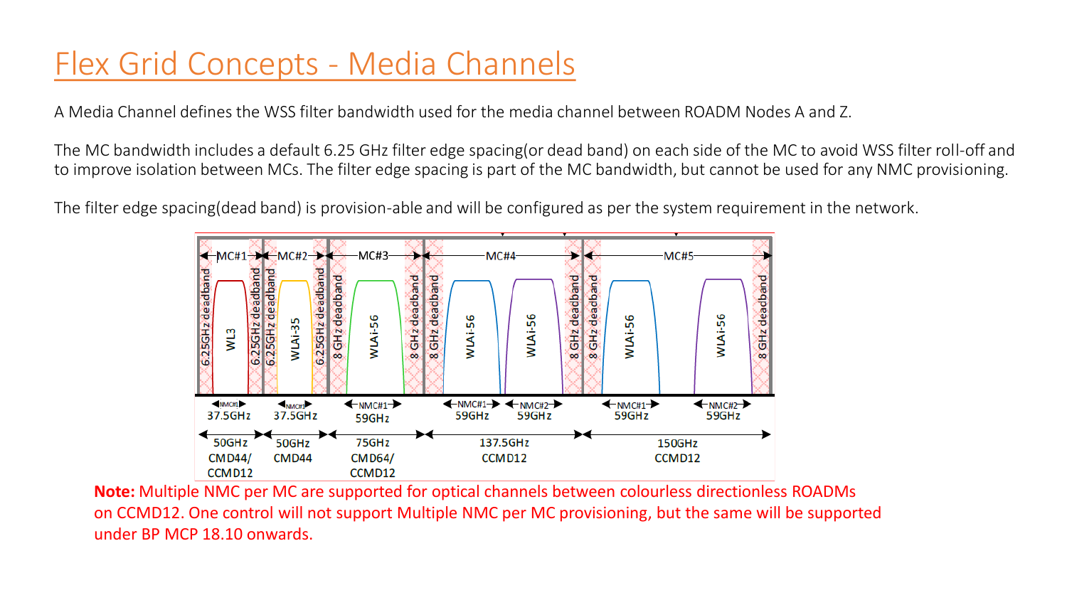# Flex Grid Concepts - Media Channels

A Media Channel defines the WSS filter bandwidth used for the media channel between ROADM Nodes A and Z.

The MC bandwidth includes a default 6.25 GHz filter edge spacing(or dead band) on each side of the MC to avoid WSS filter roll-off and to improve isolation between MCs. The filter edge spacing is part of the MC bandwidth, but cannot be used for any NMC provisioning.

The filter edge spacing(dead band) is provision-able and will be configured as per the system requirement in the network.

| | MC#1 | MC#2 | MC#3 | MC#4 | MC#5 |
|---|---|---|---|---|---|
| Deadband | 6.25GHz deadband / 6.25GHz deadband | 6.25GHz deadband / 6.25GHz deadband | 8 GHz deadband / 8 GHz deadband | 8 GHz deadband / 8 GHz deadband | 8 GHz deadband / 8 GHz deadband |
| NMC | WL3 (NMC#1 37.5GHz) | WLAi-35 (NMC#1 37.5GHz) | WLAi-56 (NMC#1 59GHz) | WLAi-56 (NMC#1 59GHz), WLAi-56 (NMC#2 59GHz) | WLAi-56 (NMC#1 59GHz), WLAi-56 (NMC#2 59GHz) |
| MC bandwidth | 50GHz | 50GHz | 75GHz | 137.5GHz | 150GHz |
| Module | CMD44/ CCMD12 | CMD44 | CMD64/ CCMD12 | CCMD12 | CCMD12 |

**Note:** Multiple NMC per MC are supported for optical channels between colourless directionless ROADMs on CCMD12. One control will not support Multiple NMC per MC provisioning, but the same will be supported under BP MCP 18.10 onwards.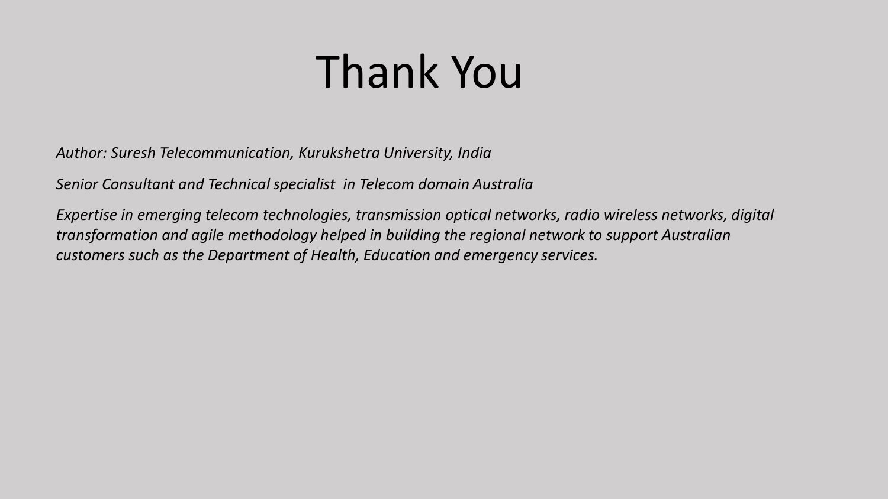# Thank You

*Author: Suresh Telecommunication, Kurukshetra University, India*

*Senior Consultant and Technical specialist in Telecom domain Australia*

*Expertise in emerging telecom technologies, transmission optical networks, radio wireless networks, digital transformation and agile methodology helped in building the regional network to support Australian customers such as the Department of Health, Education and emergency services.*